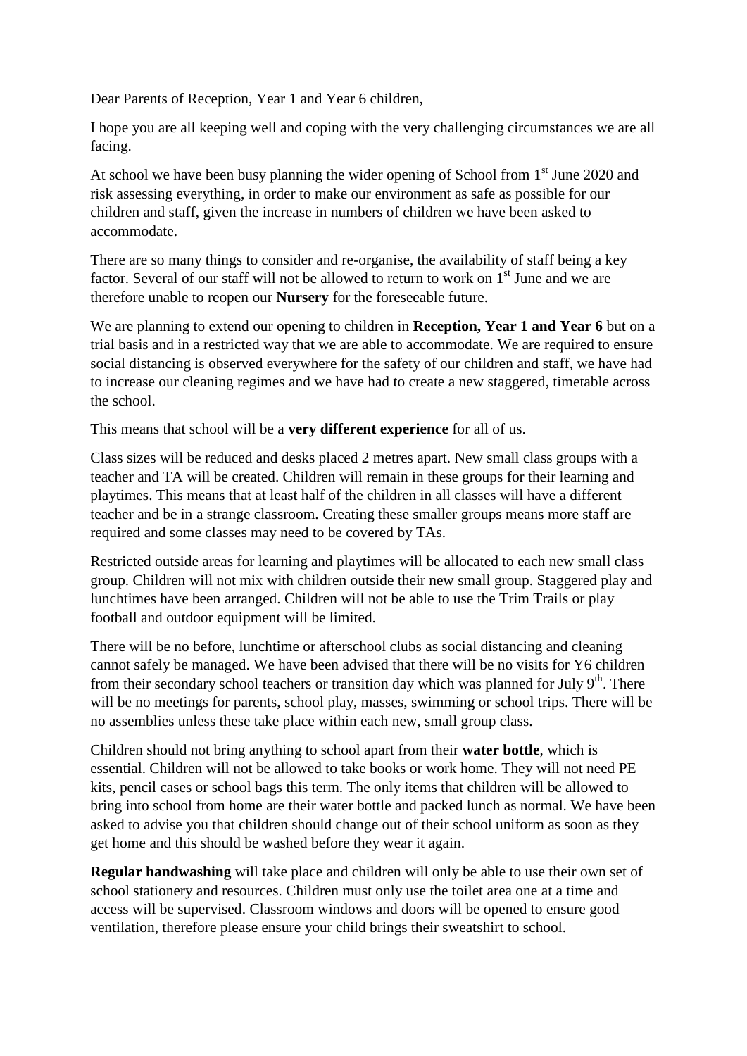Dear Parents of Reception, Year 1 and Year 6 children,

I hope you are all keeping well and coping with the very challenging circumstances we are all facing.

At school we have been busy planning the wider opening of School from 1st June 2020 and risk assessing everything, in order to make our environment as safe as possible for our children and staff, given the increase in numbers of children we have been asked to accommodate.

There are so many things to consider and re-organise, the availability of staff being a key factor. Several of our staff will not be allowed to return to work on 1st June and we are therefore unable to reopen our **Nursery** for the foreseeable future.

We are planning to extend our opening to children in **Reception, Year 1 and Year 6** but on a trial basis and in a restricted way that we are able to accommodate. We are required to ensure social distancing is observed everywhere for the safety of our children and staff, we have had to increase our cleaning regimes and we have had to create a new staggered, timetable across the school.

This means that school will be a **very different experience** for all of us.

Class sizes will be reduced and desks placed 2 metres apart. New small class groups with a teacher and TA will be created. Children will remain in these groups for their learning and playtimes. This means that at least half of the children in all classes will have a different teacher and be in a strange classroom. Creating these smaller groups means more staff are required and some classes may need to be covered by TAs.

Restricted outside areas for learning and playtimes will be allocated to each new small class group. Children will not mix with children outside their new small group. Staggered play and lunchtimes have been arranged. Children will not be able to use the Trim Trails or play football and outdoor equipment will be limited.

There will be no before, lunchtime or afterschool clubs as social distancing and cleaning cannot safely be managed. We have been advised that there will be no visits for Y6 children from their secondary school teachers or transition day which was planned for July 9th. There will be no meetings for parents, school play, masses, swimming or school trips. There will be no assemblies unless these take place within each new, small group class.

Children should not bring anything to school apart from their **water bottle**, which is essential. Children will not be allowed to take books or work home. They will not need PE kits, pencil cases or school bags this term. The only items that children will be allowed to bring into school from home are their water bottle and packed lunch as normal. We have been asked to advise you that children should change out of their school uniform as soon as they get home and this should be washed before they wear it again.

**Regular handwashing** will take place and children will only be able to use their own set of school stationery and resources. Children must only use the toilet area one at a time and access will be supervised. Classroom windows and doors will be opened to ensure good ventilation, therefore please ensure your child brings their sweatshirt to school.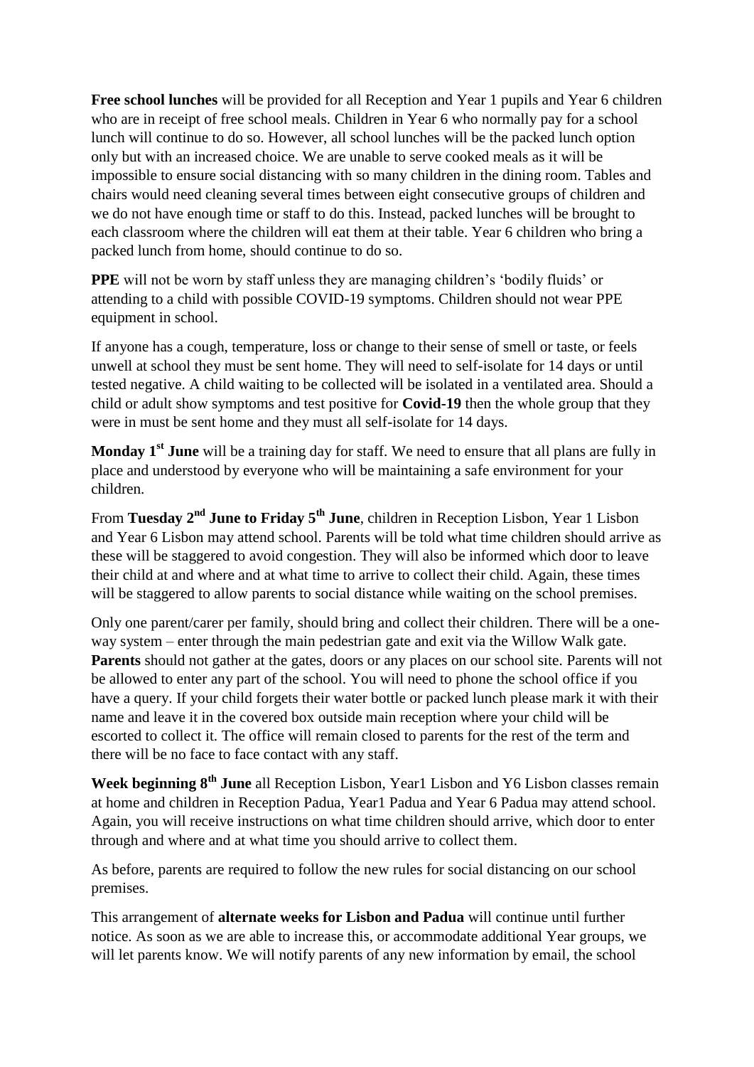**Free school lunches** will be provided for all Reception and Year 1 pupils and Year 6 children who are in receipt of free school meals. Children in Year 6 who normally pay for a school lunch will continue to do so. However, all school lunches will be the packed lunch option only but with an increased choice. We are unable to serve cooked meals as it will be impossible to ensure social distancing with so many children in the dining room. Tables and chairs would need cleaning several times between eight consecutive groups of children and we do not have enough time or staff to do this. Instead, packed lunches will be brought to each classroom where the children will eat them at their table. Year 6 children who bring a packed lunch from home, should continue to do so.

**PPE** will not be worn by staff unless they are managing children's 'bodily fluids' or attending to a child with possible COVID-19 symptoms. Children should not wear PPE equipment in school.

If anyone has a cough, temperature, loss or change to their sense of smell or taste, or feels unwell at school they must be sent home. They will need to self-isolate for 14 days or until tested negative. A child waiting to be collected will be isolated in a ventilated area. Should a child or adult show symptoms and test positive for **Covid-19** then the whole group that they were in must be sent home and they must all self-isolate for 14 days.

**Monday 1st June** will be a training day for staff. We need to ensure that all plans are fully in place and understood by everyone who will be maintaining a safe environment for your children.

From **Tuesday 2nd June to Friday 5th June**, children in Reception Lisbon, Year 1 Lisbon and Year 6 Lisbon may attend school. Parents will be told what time children should arrive as these will be staggered to avoid congestion. They will also be informed which door to leave their child at and where and at what time to arrive to collect their child. Again, these times will be staggered to allow parents to social distance while waiting on the school premises.

Only one parent/carer per family, should bring and collect their children. There will be a one-way system – enter through the main pedestrian gate and exit via the Willow Walk gate. **Parents** should not gather at the gates, doors or any places on our school site. Parents will not be allowed to enter any part of the school. You will need to phone the school office if you have a query. If your child forgets their water bottle or packed lunch please mark it with their name and leave it in the covered box outside main reception where your child will be escorted to collect it. The office will remain closed to parents for the rest of the term and there will be no face to face contact with any staff.

**Week beginning 8th June** all Reception Lisbon, Year1 Lisbon and Y6 Lisbon classes remain at home and children in Reception Padua, Year1 Padua and Year 6 Padua may attend school. Again, you will receive instructions on what time children should arrive, which door to enter through and where and at what time you should arrive to collect them.

As before, parents are required to follow the new rules for social distancing on our school premises.

This arrangement of **alternate weeks for Lisbon and Padua** will continue until further notice. As soon as we are able to increase this, or accommodate additional Year groups, we will let parents know. We will notify parents of any new information by email, the school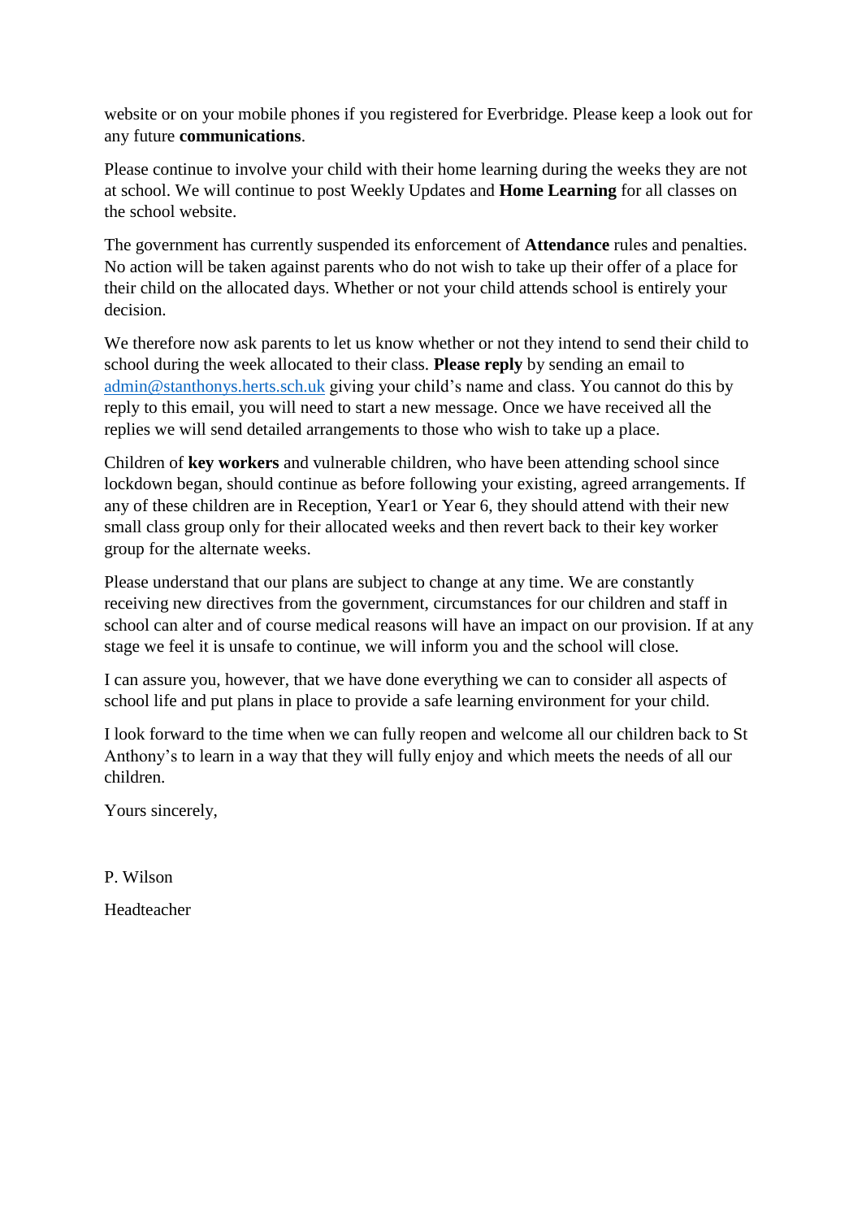website or on your mobile phones if you registered for Everbridge. Please keep a look out for any future **communications**.

Please continue to involve your child with their home learning during the weeks they are not at school. We will continue to post Weekly Updates and **Home Learning** for all classes on the school website.

The government has currently suspended its enforcement of **Attendance** rules and penalties. No action will be taken against parents who do not wish to take up their offer of a place for their child on the allocated days. Whether or not your child attends school is entirely your decision.

We therefore now ask parents to let us know whether or not they intend to send their child to school during the week allocated to their class. **Please reply** by sending an email to [admin@stanthonys.herts.sch.uk](mailto:admin@stanthonys.herts.sch.uk) giving your child's name and class. You cannot do this by reply to this email, you will need to start a new message. Once we have received all the replies we will send detailed arrangements to those who wish to take up a place.

Children of **key workers** and vulnerable children, who have been attending school since lockdown began, should continue as before following your existing, agreed arrangements. If any of these children are in Reception, Year1 or Year 6, they should attend with their new small class group only for their allocated weeks and then revert back to their key worker group for the alternate weeks.

Please understand that our plans are subject to change at any time. We are constantly receiving new directives from the government, circumstances for our children and staff in school can alter and of course medical reasons will have an impact on our provision. If at any stage we feel it is unsafe to continue, we will inform you and the school will close.

I can assure you, however, that we have done everything we can to consider all aspects of school life and put plans in place to provide a safe learning environment for your child.

I look forward to the time when we can fully reopen and welcome all our children back to St Anthony's to learn in a way that they will fully enjoy and which meets the needs of all our children.

Yours sincerely,

P. Wilson

Headteacher